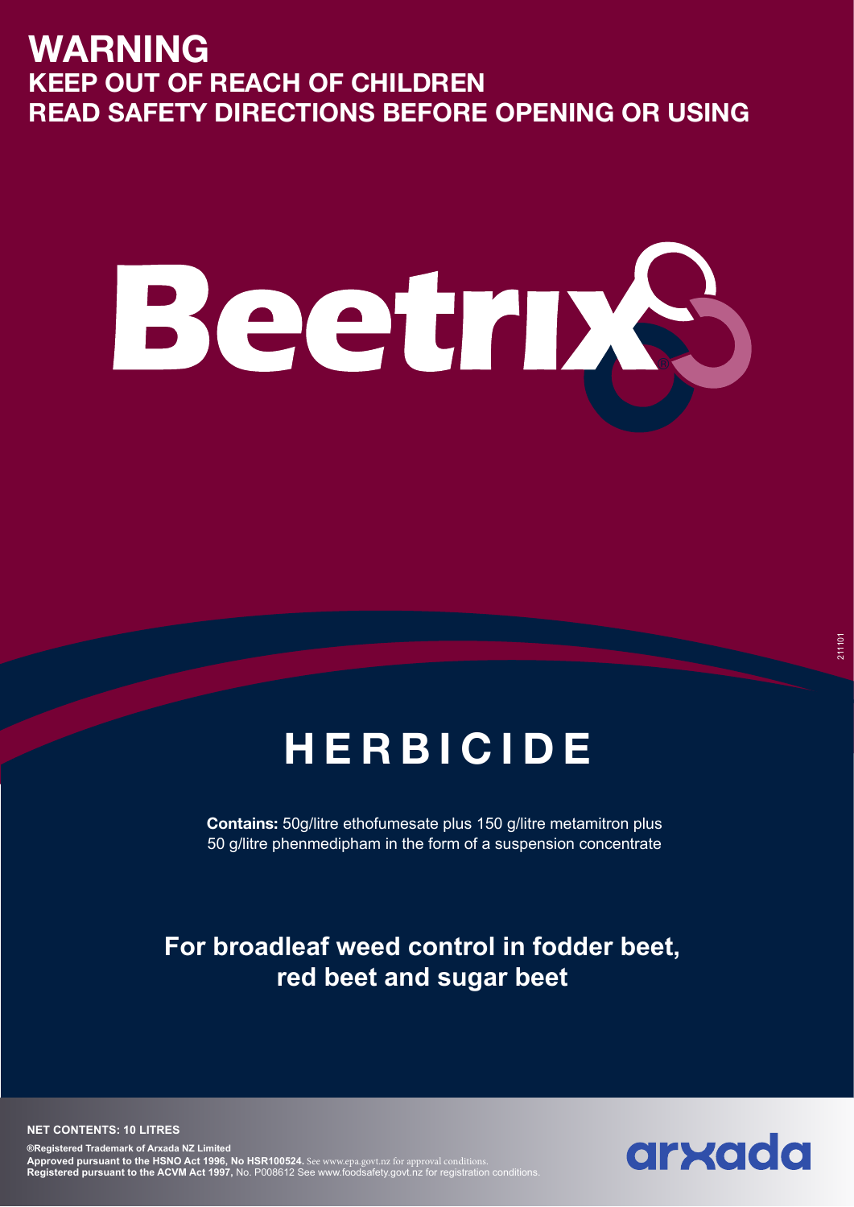# WARNING

## KEEP OUT OF REACH OF CHILDREN

## READ SAFETY DIRECTIONS BEFORE OPENING OR USING

# Beetrix®

# HERBICIDE

**Contains:** 50g/litre ethofumesate plus 150 g/litre metamitron plus 50 g/litre phenmedipham in the form of a suspension concentrate

**For broadleaf weed control in fodder beet, red beet and sugar beet**

**NET CONTENTS: 10 LITRES**

**®Registered Trademark of Arxada NZ Limited**
**Approved pursuant to the HSNO Act 1996, No HSR100524.** See www.epa.govt.nz for approval conditions.
**Registered pursuant to the ACVM Act 1997,** No. P008612 See www.foodsafety.govt.nz for registration conditions.

arxada

211101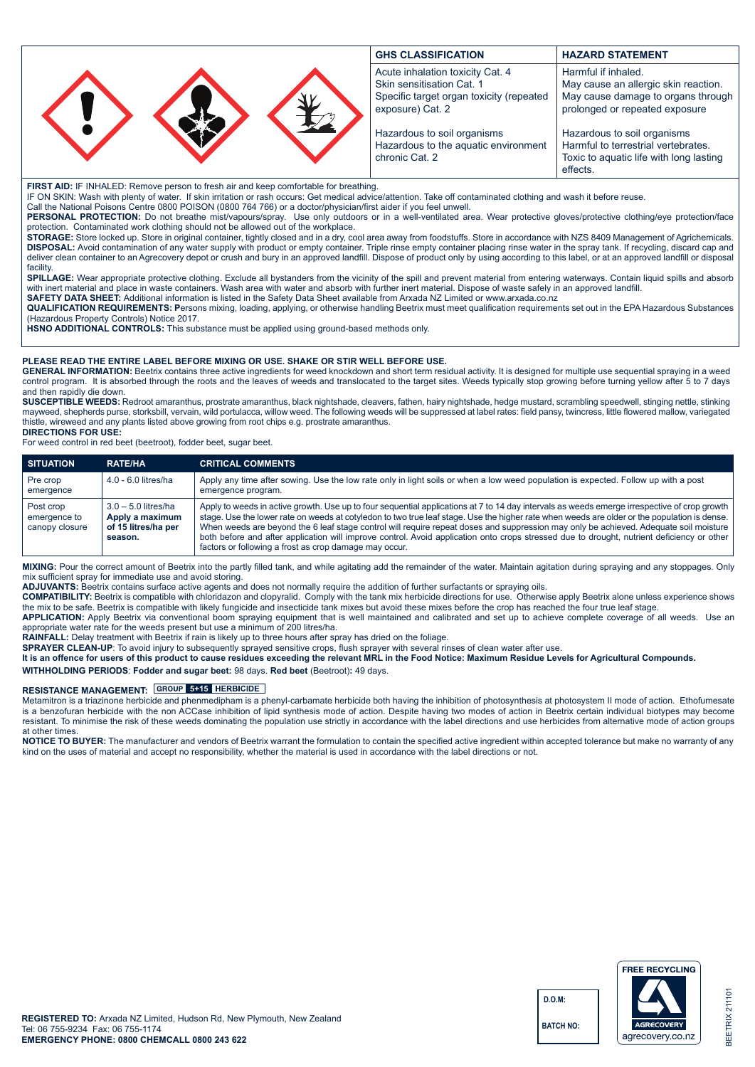| GHS CLASSIFICATION | HAZARD STATEMENT |
|---|---|
| Acute inhalation toxicity Cat. 4<br>Skin sensitisation Cat. 1<br>Specific target organ toxicity (repeated exposure) Cat. 2 | Harmful if inhaled.<br>May cause an allergic skin reaction.<br>May cause damage to organs through prolonged or repeated exposure |
| Hazardous to soil organisms<br>Hazardous to the aquatic environment chronic Cat. 2 | Hazardous to soil organisms<br>Harmful to terrestrial vertebrates.<br>Toxic to aquatic life with long lasting effects. |

**FIRST AID:** IF INHALED: Remove person to fresh air and keep comfortable for breathing.
IF ON SKIN: Wash with plenty of water. If skin irritation or rash occurs: Get medical advice/attention. Take off contaminated clothing and wash it before reuse.
Call the National Poisons Centre 0800 POISON (0800 764 766) or a doctor/physician/first aider if you feel unwell.

**PERSONAL PROTECTION:** Do not breathe mist/vapours/spray. Use only outdoors or in a well-ventilated area. Wear protective gloves/protective clothing/eye protection/face protection. Contaminated work clothing should not be allowed out of the workplace.

**STORAGE:** Store locked up. Store in original container, tightly closed and in a dry, cool area away from foodstuffs. Store in accordance with NZS 8409 Management of Agrichemicals.

**DISPOSAL:** Avoid contamination of any water supply with product or empty container. Triple rinse empty container placing rinse water in the spray tank. If recycling, discard cap and deliver clean container to an Agrecovery depot or crush and bury in an approved landfill. Dispose of product only by using according to this label, or at an approved landfill or disposal facility.

**SPILLAGE:** Wear appropriate protective clothing. Exclude all bystanders from the vicinity of the spill and prevent material from entering waterways. Contain liquid spills and absorb with inert material and place in waste containers. Wash area with water and absorb with further inert material. Dispose of waste safely in an approved landfill.

**SAFETY DATA SHEET:** Additional information is listed in the Safety Data Sheet available from Arxada NZ Limited or www.arxada.co.nz

**QUALIFICATION REQUIREMENTS:** Persons mixing, loading, applying, or otherwise handling Beetrix must meet qualification requirements set out in the EPA Hazardous Substances (Hazardous Property Controls) Notice 2017.

**HSNO ADDITIONAL CONTROLS:** This substance must be applied using ground-based methods only.

**PLEASE READ THE ENTIRE LABEL BEFORE MIXING OR USE. SHAKE OR STIR WELL BEFORE USE.**

**GENERAL INFORMATION:** Beetrix contains three active ingredients for weed knockdown and short term residual activity. It is designed for multiple use sequential spraying in a weed control program. It is absorbed through the roots and the leaves of weeds and translocated to the target sites. Weeds typically stop growing before turning yellow after 5 to 7 days and then rapidly die down.

**SUSCEPTIBLE WEEDS:** Redroot amaranthus, prostrate amaranthus, black nightshade, cleavers, fathen, hairy nightshade, hedge mustard, scrambling speedwell, stinging nettle, stinking mayweed, shepherds purse, storksbill, vervain, wild portulacca, willow weed. The following weeds will be suppressed at label rates: field pansy, twincress, little flowered mallow, variegated thistle, wireweed and any plants listed above growing from root chips e.g. prostrate amaranthus.

**DIRECTIONS FOR USE:**

For weed control in red beet (beetroot), fodder beet, sugar beet.

| SITUATION | RATE/HA | CRITICAL COMMENTS |
|---|---|---|
| Pre crop emergence | 4.0 - 6.0 litres/ha | Apply any time after sowing. Use the low rate only in light soils or when a low weed population is expected. Follow up with a post emergence program. |
| Post crop emergence to canopy closure | 3.0 – 5.0 litres/ha **Apply a maximum of 15 litres/ha per season.** | Apply to weeds in active growth. Use up to four sequential applications at 7 to 14 day intervals as weeds emerge irrespective of crop growth stage. Use the lower rate on weeds at cotyledon to two true leaf stage. Use the higher rate when weeds are older or the population is dense. When weeds are beyond the 6 leaf stage control will require repeat doses and suppression may only be achieved. Adequate soil moisture both before and after application will improve control. Avoid application onto crops stressed due to drought, nutrient deficiency or other factors or following a frost as crop damage may occur. |

**MIXING:** Pour the correct amount of Beetrix into the partly filled tank, and while agitating add the remainder of the water. Maintain agitation during spraying and any stoppages. Only mix sufficient spray for immediate use and avoid storing.

**ADJUVANTS:** Beetrix contains surface active agents and does not normally require the addition of further surfactants or spraying oils.

**COMPATIBILITY:** Beetrix is compatible with chloridazon and clopyralid. Comply with the tank mix herbicide directions for use. Otherwise apply Beetrix alone unless experience shows the mix to be safe. Beetrix is compatible with likely fungicide and insecticide tank mixes but avoid these mixes before the crop has reached the four true leaf stage.

**APPLICATION:** Apply Beetrix via conventional boom spraying equipment that is well maintained and calibrated and set up to achieve complete coverage of all weeds. Use an appropriate water rate for the weeds present but use a minimum of 200 litres/ha.

**RAINFALL:** Delay treatment with Beetrix if rain is likely up to three hours after spray has dried on the foliage.

**SPRAYER CLEAN-UP**: To avoid injury to subsequently sprayed sensitive crops, flush sprayer with several rinses of clean water after use.

**It is an offence for users of this product to cause residues exceeding the relevant MRL in the Food Notice: Maximum Residue Levels for Agricultural Compounds.**

**WITHHOLDING PERIODS**: **Fodder and sugar beet:** 98 days. **Red beet** (Beetroot)**:** 49 days.

**RESISTANCE MANAGEMENT:** **GROUP 5+15 HERBICIDE**

Metamitron is a triazinone herbicide and phenmedipham is a phenyl-carbamate herbicide both having the inhibition of photosynthesis at photosystem II mode of action. Ethofumesate is a benzofuran herbicide with the non ACCase inhibition of lipid synthesis mode of action. Despite having two modes of action in Beetrix certain individual biotypes may become resistant. To minimise the risk of these weeds dominating the population use strictly in accordance with the label directions and use herbicides from alternative mode of action groups at other times.

**NOTICE TO BUYER:** The manufacturer and vendors of Beetrix warrant the formulation to contain the specified active ingredient within accepted tolerance but make no warranty of any kind on the uses of material and accept no responsibility, whether the material is used in accordance with the label directions or not.

**REGISTERED TO:** Arxada NZ Limited, Hudson Rd, New Plymouth, New Zealand
Tel: 06 755-9234 Fax: 06 755-1174
**EMERGENCY PHONE: 0800 CHEMCALL 0800 243 622**

**D.O.M:**

**BATCH NO:**

FREE RECYCLING
AGRECOVERY
agrecovery.co.nz

BEETRIX 211101